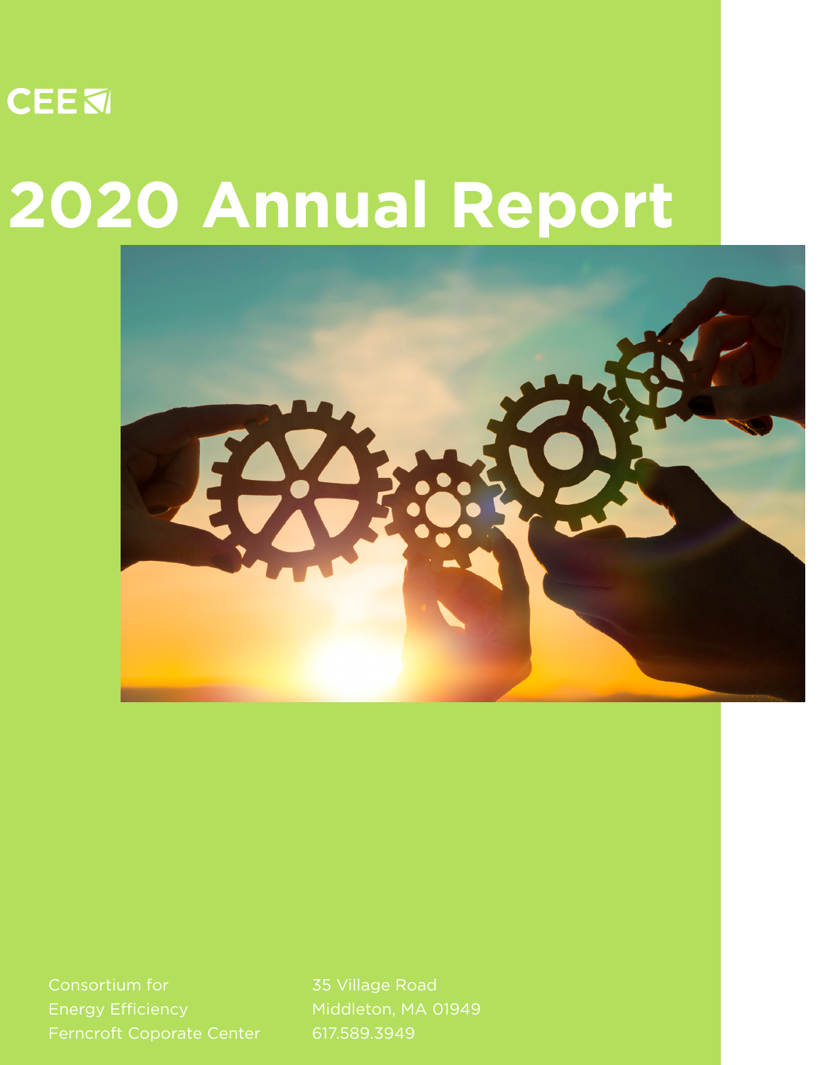CEE

# 2020 Annual Report

Consortium for
Energy Efficiency
Ferncroft Coporate Center

35 Village Road
Middleton, MA 01949
617.589.3949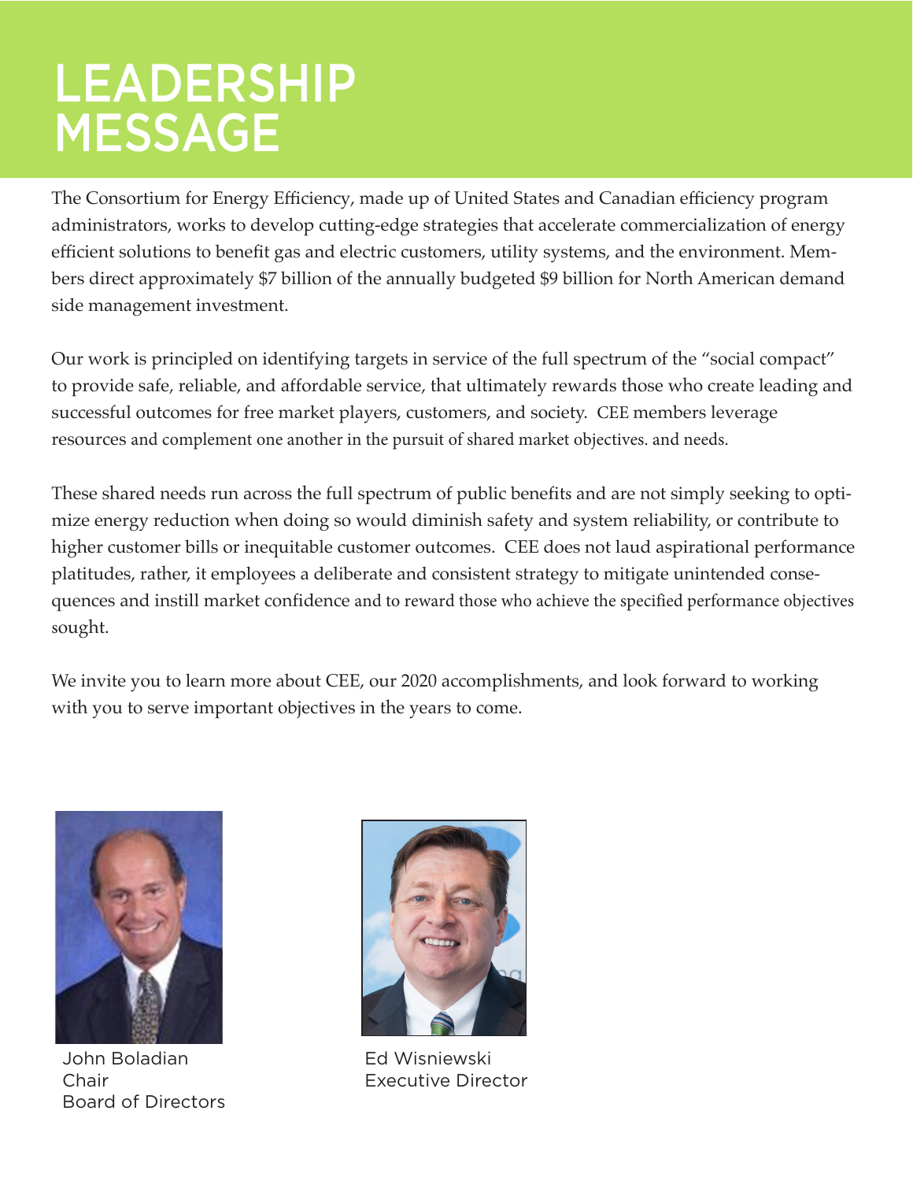# LEADERSHIP MESSAGE

The Consortium for Energy Efficiency, made up of United States and Canadian efficiency program administrators, works to develop cutting-edge strategies that accelerate commercialization of energy efficient solutions to benefit gas and electric customers, utility systems, and the environment. Members direct approximately $7 billion of the annually budgeted $9 billion for North American demand side management investment.

Our work is principled on identifying targets in service of the full spectrum of the "social compact" to provide safe, reliable, and affordable service, that ultimately rewards those who create leading and successful outcomes for free market players, customers, and society. CEE members leverage resources and complement one another in the pursuit of shared market objectives. and needs.

These shared needs run across the full spectrum of public benefits and are not simply seeking to optimize energy reduction when doing so would diminish safety and system reliability, or contribute to higher customer bills or inequitable customer outcomes. CEE does not laud aspirational performance platitudes, rather, it employees a deliberate and consistent strategy to mitigate unintended consequences and instill market confidence and to reward those who achieve the specified performance objectives sought.

We invite you to learn more about CEE, our 2020 accomplishments, and look forward to working with you to serve important objectives in the years to come.

John Boladian
Chair
Board of Directors

Ed Wisniewski
Executive Director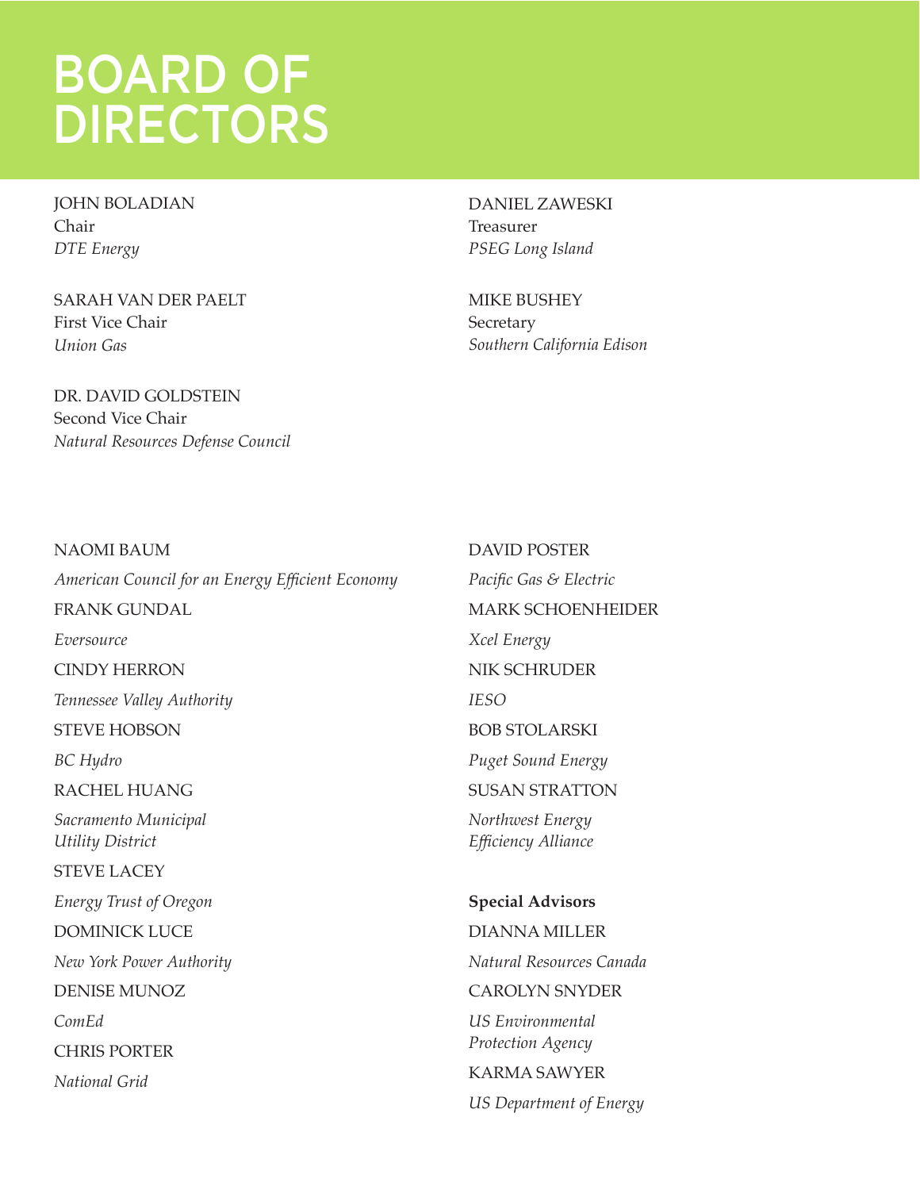# BOARD OF DIRECTORS

JOHN BOLADIAN
Chair
*DTE Energy*

SARAH VAN DER PAELT
First Vice Chair
*Union Gas*

DR. DAVID GOLDSTEIN
Second Vice Chair
*Natural Resources Defense Council*

DANIEL ZAWESKI
Treasurer
*PSEG Long Island*

MIKE BUSHEY
Secretary
*Southern California Edison*

NAOMI BAUM
*American Council for an Energy Efficient Economy*

FRANK GUNDAL
*Eversource*

CINDY HERRON
*Tennessee Valley Authority*

STEVE HOBSON
*BC Hydro*

RACHEL HUANG
*Sacramento Municipal Utility District*

STEVE LACEY
*Energy Trust of Oregon*

DOMINICK LUCE
*New York Power Authority*

DENISE MUNOZ
*ComEd*

CHRIS PORTER
*National Grid*

DAVID POSTER
*Pacific Gas & Electric*

MARK SCHOENHEIDER
*Xcel Energy*

NIK SCHRUDER
*IESO*

BOB STOLARSKI
*Puget Sound Energy*

SUSAN STRATTON
*Northwest Energy Efficiency Alliance*

**Special Advisors**

DIANNA MILLER
*Natural Resources Canada*

CAROLYN SNYDER
*US Environmental Protection Agency*

KARMA SAWYER
*US Department of Energy*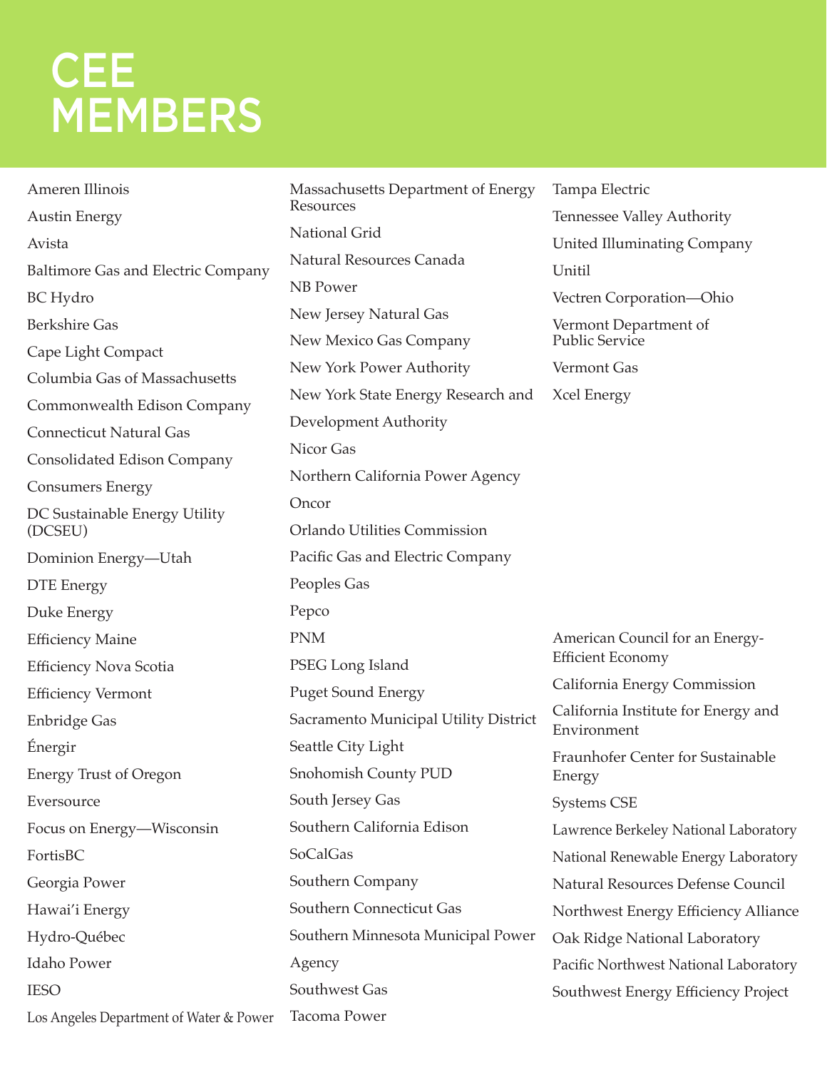# CEE MEMBERS

Ameren Illinois

Austin Energy

Avista

Baltimore Gas and Electric Company

BC Hydro

Berkshire Gas

Cape Light Compact

Columbia Gas of Massachusetts

Commonwealth Edison Company

Connecticut Natural Gas

Consolidated Edison Company

Consumers Energy

DC Sustainable Energy Utility (DCSEU)

Dominion Energy—Utah

DTE Energy

Duke Energy

Efficiency Maine

Efficiency Nova Scotia

Efficiency Vermont

Enbridge Gas

Énergir

Energy Trust of Oregon

Eversource

Focus on Energy—Wisconsin

FortisBC

Georgia Power

Hawai'i Energy

Hydro-Québec

Idaho Power

IESO

Los Angeles Department of Water & Power

Massachusetts Department of Energy Resources

National Grid

Natural Resources Canada

NB Power

New Jersey Natural Gas

New Mexico Gas Company

New York Power Authority

New York State Energy Research and Development Authority

Nicor Gas

Northern California Power Agency

Oncor

Orlando Utilities Commission

Pacific Gas and Electric Company

Peoples Gas

Pepco

PNM

PSEG Long Island

Puget Sound Energy

Sacramento Municipal Utility District

Seattle City Light

Snohomish County PUD

South Jersey Gas

Southern California Edison

SoCalGas

Southern Company

Southern Connecticut Gas

Southern Minnesota Municipal Power Agency

Southwest Gas

Tacoma Power

Tampa Electric

Tennessee Valley Authority

United Illuminating Company

Unitil

Vectren Corporation—Ohio

Vermont Department of Public Service

Vermont Gas

Xcel Energy

American Council for an Energy-Efficient Economy

California Energy Commission

California Institute for Energy and Environment

Fraunhofer Center for Sustainable Energy

Systems CSE

Lawrence Berkeley National Laboratory

National Renewable Energy Laboratory

Natural Resources Defense Council

Northwest Energy Efficiency Alliance

Oak Ridge National Laboratory

Pacific Northwest National Laboratory

Southwest Energy Efficiency Project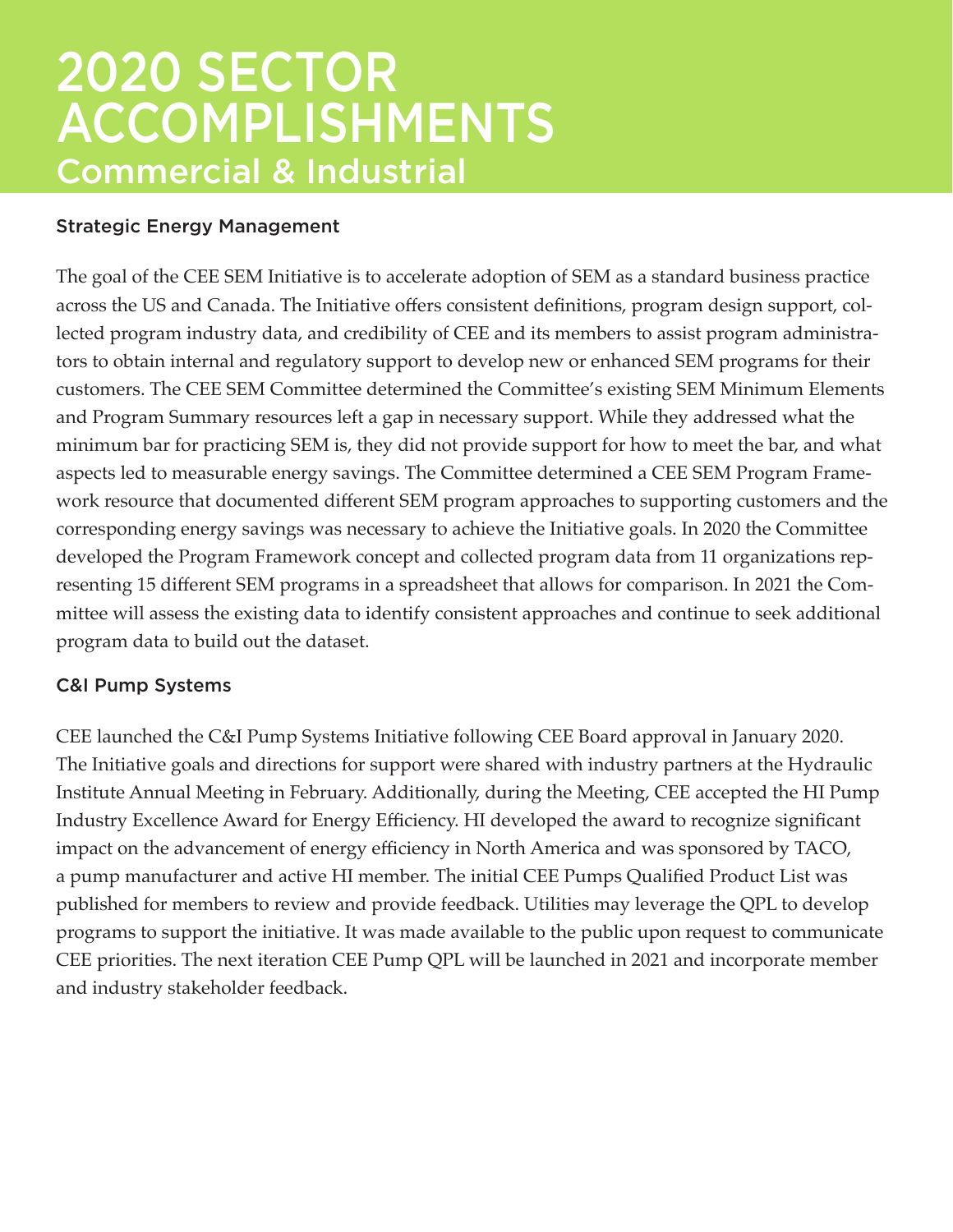# 2020 SECTOR ACCOMPLISHMENTS

## Commercial & Industrial

### Strategic Energy Management

The goal of the CEE SEM Initiative is to accelerate adoption of SEM as a standard business practice across the US and Canada. The Initiative offers consistent definitions, program design support, collected program industry data, and credibility of CEE and its members to assist program administrators to obtain internal and regulatory support to develop new or enhanced SEM programs for their customers. The CEE SEM Committee determined the Committee's existing SEM Minimum Elements and Program Summary resources left a gap in necessary support. While they addressed what the minimum bar for practicing SEM is, they did not provide support for how to meet the bar, and what aspects led to measurable energy savings. The Committee determined a CEE SEM Program Framework resource that documented different SEM program approaches to supporting customers and the corresponding energy savings was necessary to achieve the Initiative goals. In 2020 the Committee developed the Program Framework concept and collected program data from 11 organizations representing 15 different SEM programs in a spreadsheet that allows for comparison. In 2021 the Committee will assess the existing data to identify consistent approaches and continue to seek additional program data to build out the dataset.

### C&I Pump Systems

CEE launched the C&I Pump Systems Initiative following CEE Board approval in January 2020. The Initiative goals and directions for support were shared with industry partners at the Hydraulic Institute Annual Meeting in February. Additionally, during the Meeting, CEE accepted the HI Pump Industry Excellence Award for Energy Efficiency. HI developed the award to recognize significant impact on the advancement of energy efficiency in North America and was sponsored by TACO, a pump manufacturer and active HI member. The initial CEE Pumps Qualified Product List was published for members to review and provide feedback. Utilities may leverage the QPL to develop programs to support the initiative. It was made available to the public upon request to communicate CEE priorities. The next iteration CEE Pump QPL will be launched in 2021 and incorporate member and industry stakeholder feedback.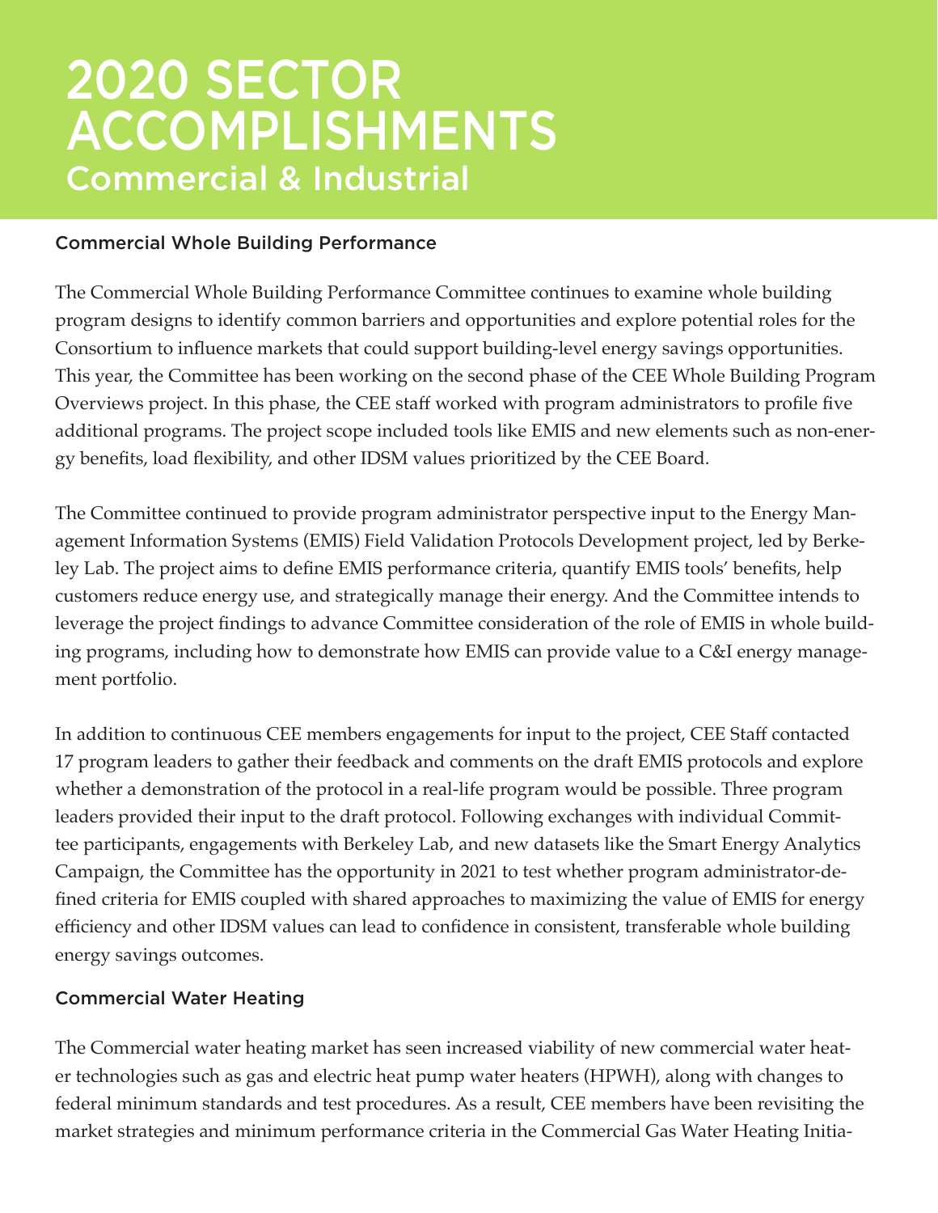# 2020 SECTOR ACCOMPLISHMENTS
## Commercial & Industrial

### Commercial Whole Building Performance

The Commercial Whole Building Performance Committee continues to examine whole building program designs to identify common barriers and opportunities and explore potential roles for the Consortium to influence markets that could support building-level energy savings opportunities. This year, the Committee has been working on the second phase of the CEE Whole Building Program Overviews project. In this phase, the CEE staff worked with program administrators to profile five additional programs. The project scope included tools like EMIS and new elements such as non-energy benefits, load flexibility, and other IDSM values prioritized by the CEE Board.

The Committee continued to provide program administrator perspective input to the Energy Management Information Systems (EMIS) Field Validation Protocols Development project, led by Berkeley Lab. The project aims to define EMIS performance criteria, quantify EMIS tools' benefits, help customers reduce energy use, and strategically manage their energy. And the Committee intends to leverage the project findings to advance Committee consideration of the role of EMIS in whole building programs, including how to demonstrate how EMIS can provide value to a C&I energy management portfolio.

In addition to continuous CEE members engagements for input to the project, CEE Staff contacted 17 program leaders to gather their feedback and comments on the draft EMIS protocols and explore whether a demonstration of the protocol in a real-life program would be possible. Three program leaders provided their input to the draft protocol. Following exchanges with individual Committee participants, engagements with Berkeley Lab, and new datasets like the Smart Energy Analytics Campaign, the Committee has the opportunity in 2021 to test whether program administrator-defined criteria for EMIS coupled with shared approaches to maximizing the value of EMIS for energy efficiency and other IDSM values can lead to confidence in consistent, transferable whole building energy savings outcomes.

### Commercial Water Heating

The Commercial water heating market has seen increased viability of new commercial water heater technologies such as gas and electric heat pump water heaters (HPWH), along with changes to federal minimum standards and test procedures. As a result, CEE members have been revisiting the market strategies and minimum performance criteria in the Commercial Gas Water Heating Initia-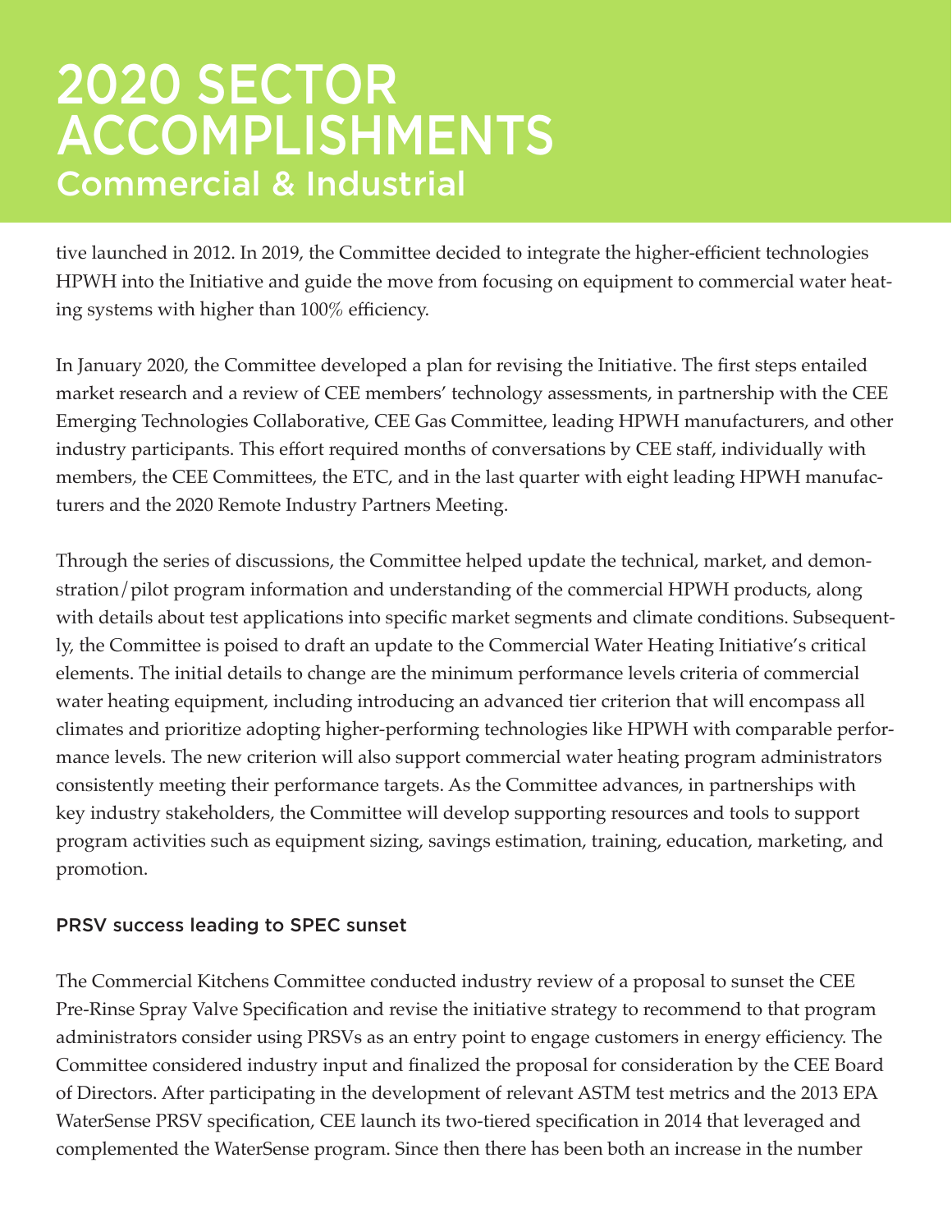# 2020 SECTOR ACCOMPLISHMENTS

## Commercial & Industrial

tive launched in 2012. In 2019, the Committee decided to integrate the higher-efficient technologies HPWH into the Initiative and guide the move from focusing on equipment to commercial water heating systems with higher than 100% efficiency.

In January 2020, the Committee developed a plan for revising the Initiative. The first steps entailed market research and a review of CEE members' technology assessments, in partnership with the CEE Emerging Technologies Collaborative, CEE Gas Committee, leading HPWH manufacturers, and other industry participants. This effort required months of conversations by CEE staff, individually with members, the CEE Committees, the ETC, and in the last quarter with eight leading HPWH manufacturers and the 2020 Remote Industry Partners Meeting.

Through the series of discussions, the Committee helped update the technical, market, and demonstration/pilot program information and understanding of the commercial HPWH products, along with details about test applications into specific market segments and climate conditions. Subsequently, the Committee is poised to draft an update to the Commercial Water Heating Initiative's critical elements. The initial details to change are the minimum performance levels criteria of commercial water heating equipment, including introducing an advanced tier criterion that will encompass all climates and prioritize adopting higher-performing technologies like HPWH with comparable performance levels. The new criterion will also support commercial water heating program administrators consistently meeting their performance targets. As the Committee advances, in partnerships with key industry stakeholders, the Committee will develop supporting resources and tools to support program activities such as equipment sizing, savings estimation, training, education, marketing, and promotion.

### PRSV success leading to SPEC sunset

The Commercial Kitchens Committee conducted industry review of a proposal to sunset the CEE Pre-Rinse Spray Valve Specification and revise the initiative strategy to recommend to that program administrators consider using PRSVs as an entry point to engage customers in energy efficiency. The Committee considered industry input and finalized the proposal for consideration by the CEE Board of Directors. After participating in the development of relevant ASTM test metrics and the 2013 EPA WaterSense PRSV specification, CEE launch its two-tiered specification in 2014 that leveraged and complemented the WaterSense program. Since then there has been both an increase in the number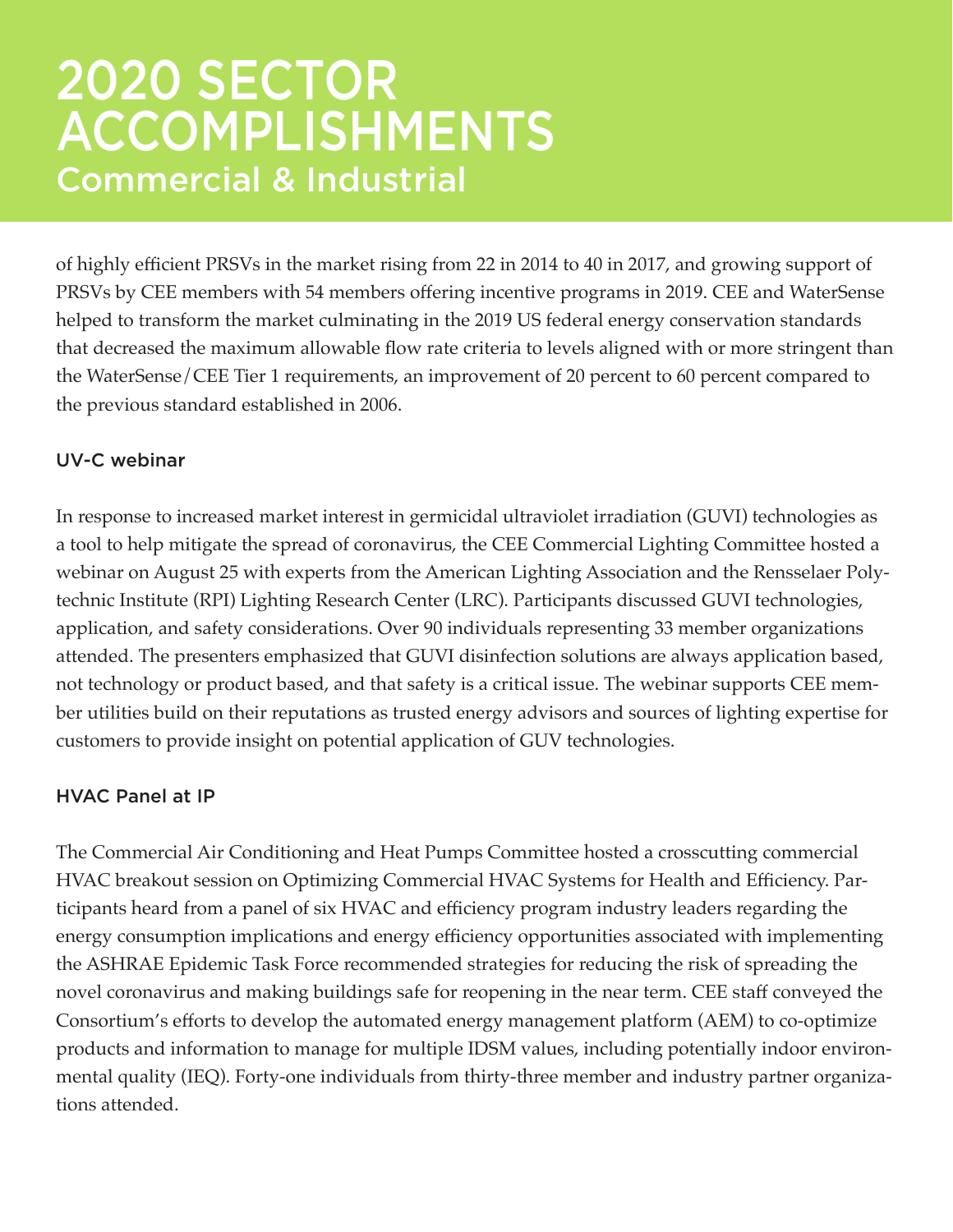# 2020 SECTOR ACCOMPLISHMENTS
## Commercial & Industrial

of highly efficient PRSVs in the market rising from 22 in 2014 to 40 in 2017, and growing support of PRSVs by CEE members with 54 members offering incentive programs in 2019. CEE and WaterSense helped to transform the market culminating in the 2019 US federal energy conservation standards that decreased the maximum allowable flow rate criteria to levels aligned with or more stringent than the WaterSense/CEE Tier 1 requirements, an improvement of 20 percent to 60 percent compared to the previous standard established in 2006.

### UV-C webinar

In response to increased market interest in germicidal ultraviolet irradiation (GUVI) technologies as a tool to help mitigate the spread of coronavirus, the CEE Commercial Lighting Committee hosted a webinar on August 25 with experts from the American Lighting Association and the Rensselaer Polytechnic Institute (RPI) Lighting Research Center (LRC). Participants discussed GUVI technologies, application, and safety considerations. Over 90 individuals representing 33 member organizations attended. The presenters emphasized that GUVI disinfection solutions are always application based, not technology or product based, and that safety is a critical issue. The webinar supports CEE member utilities build on their reputations as trusted energy advisors and sources of lighting expertise for customers to provide insight on potential application of GUV technologies.

### HVAC Panel at IP

The Commercial Air Conditioning and Heat Pumps Committee hosted a crosscutting commercial HVAC breakout session on Optimizing Commercial HVAC Systems for Health and Efficiency. Participants heard from a panel of six HVAC and efficiency program industry leaders regarding the energy consumption implications and energy efficiency opportunities associated with implementing the ASHRAE Epidemic Task Force recommended strategies for reducing the risk of spreading the novel coronavirus and making buildings safe for reopening in the near term. CEE staff conveyed the Consortium's efforts to develop the automated energy management platform (AEM) to co-optimize products and information to manage for multiple IDSM values, including potentially indoor environmental quality (IEQ). Forty-one individuals from thirty-three member and industry partner organizations attended.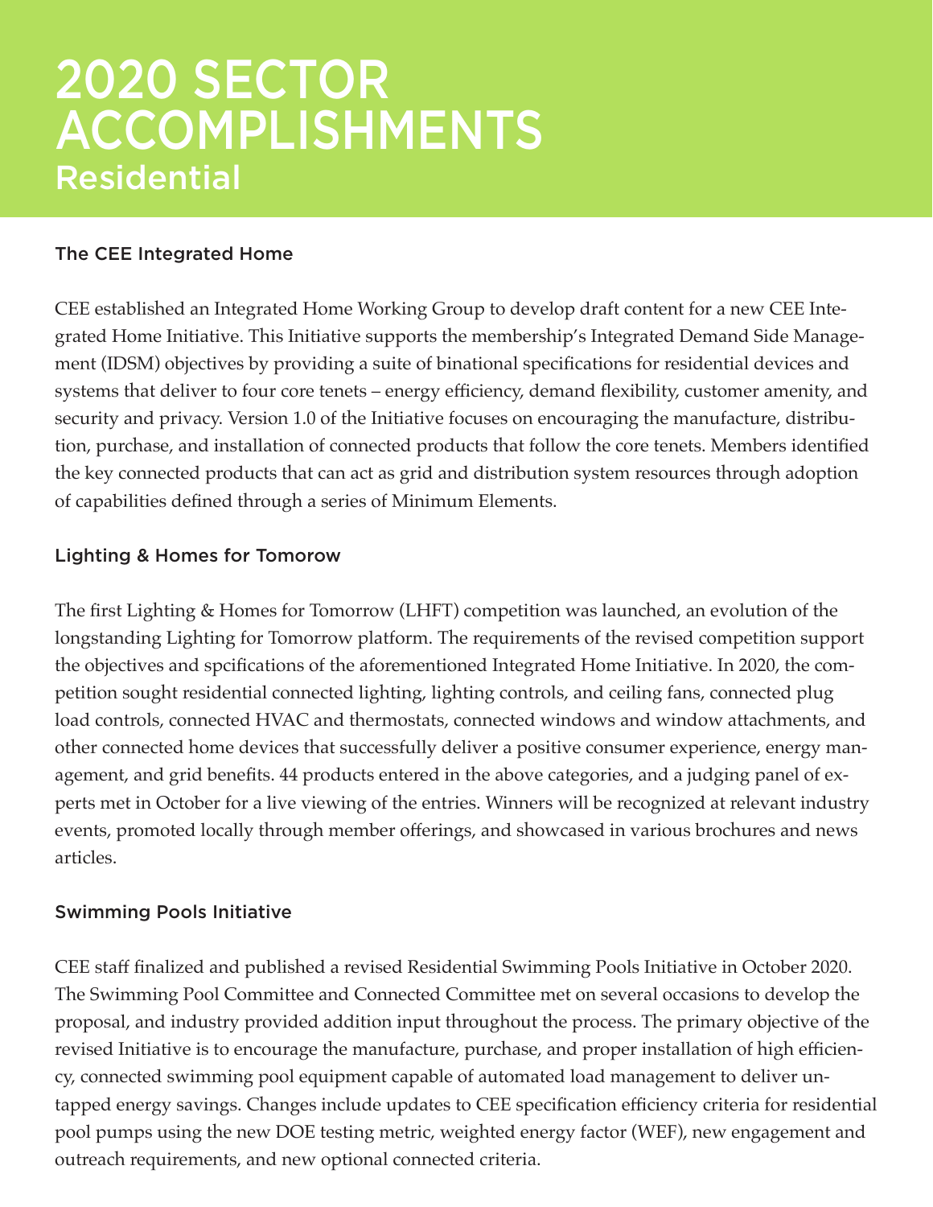# 2020 SECTOR ACCOMPLISHMENTS

## Residential

### The CEE Integrated Home

CEE established an Integrated Home Working Group to develop draft content for a new CEE Integrated Home Initiative. This Initiative supports the membership's Integrated Demand Side Management (IDSM) objectives by providing a suite of binational specifications for residential devices and systems that deliver to four core tenets – energy efficiency, demand flexibility, customer amenity, and security and privacy. Version 1.0 of the Initiative focuses on encouraging the manufacture, distribution, purchase, and installation of connected products that follow the core tenets. Members identified the key connected products that can act as grid and distribution system resources through adoption of capabilities defined through a series of Minimum Elements.

### Lighting & Homes for Tomorow

The first Lighting & Homes for Tomorrow (LHFT) competition was launched, an evolution of the longstanding Lighting for Tomorrow platform. The requirements of the revised competition support the objectives and spcifications of the aforementioned Integrated Home Initiative. In 2020, the competition sought residential connected lighting, lighting controls, and ceiling fans, connected plug load controls, connected HVAC and thermostats, connected windows and window attachments, and other connected home devices that successfully deliver a positive consumer experience, energy management, and grid benefits. 44 products entered in the above categories, and a judging panel of experts met in October for a live viewing of the entries. Winners will be recognized at relevant industry events, promoted locally through member offerings, and showcased in various brochures and news articles.

### Swimming Pools Initiative

CEE staff finalized and published a revised Residential Swimming Pools Initiative in October 2020. The Swimming Pool Committee and Connected Committee met on several occasions to develop the proposal, and industry provided addition input throughout the process. The primary objective of the revised Initiative is to encourage the manufacture, purchase, and proper installation of high efficiency, connected swimming pool equipment capable of automated load management to deliver untapped energy savings. Changes include updates to CEE specification efficiency criteria for residential pool pumps using the new DOE testing metric, weighted energy factor (WEF), new engagement and outreach requirements, and new optional connected criteria.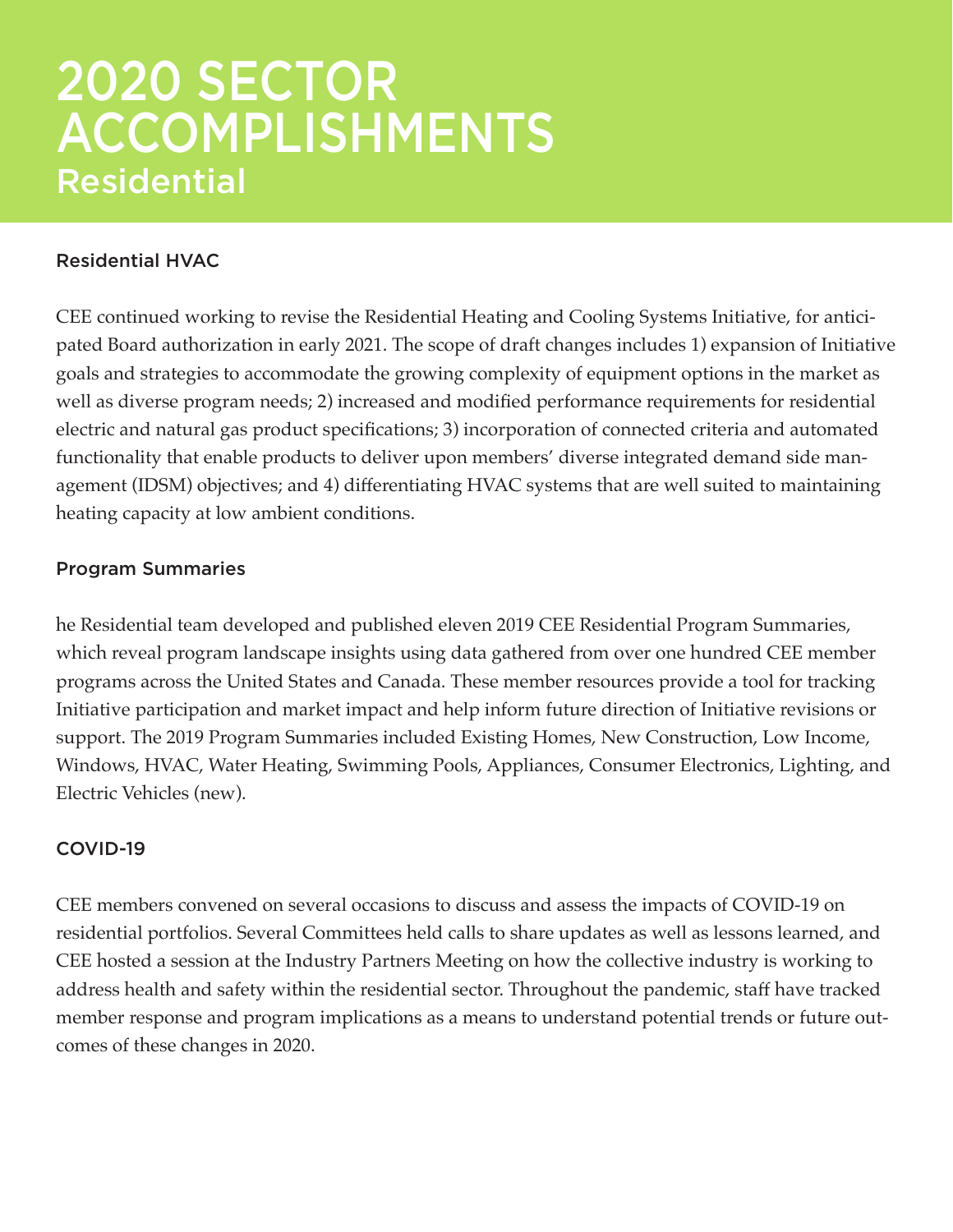# 2020 SECTOR ACCOMPLISHMENTS
## Residential

### Residential HVAC

CEE continued working to revise the Residential Heating and Cooling Systems Initiative, for anticipated Board authorization in early 2021. The scope of draft changes includes 1) expansion of Initiative goals and strategies to accommodate the growing complexity of equipment options in the market as well as diverse program needs; 2) increased and modified performance requirements for residential electric and natural gas product specifications; 3) incorporation of connected criteria and automated functionality that enable products to deliver upon members' diverse integrated demand side management (IDSM) objectives; and 4) differentiating HVAC systems that are well suited to maintaining heating capacity at low ambient conditions.

### Program Summaries

he Residential team developed and published eleven 2019 CEE Residential Program Summaries, which reveal program landscape insights using data gathered from over one hundred CEE member programs across the United States and Canada. These member resources provide a tool for tracking Initiative participation and market impact and help inform future direction of Initiative revisions or support. The 2019 Program Summaries included Existing Homes, New Construction, Low Income, Windows, HVAC, Water Heating, Swimming Pools, Appliances, Consumer Electronics, Lighting, and Electric Vehicles (new).

### COVID-19

CEE members convened on several occasions to discuss and assess the impacts of COVID-19 on residential portfolios. Several Committees held calls to share updates as well as lessons learned, and CEE hosted a session at the Industry Partners Meeting on how the collective industry is working to address health and safety within the residential sector. Throughout the pandemic, staff have tracked member response and program implications as a means to understand potential trends or future outcomes of these changes in 2020.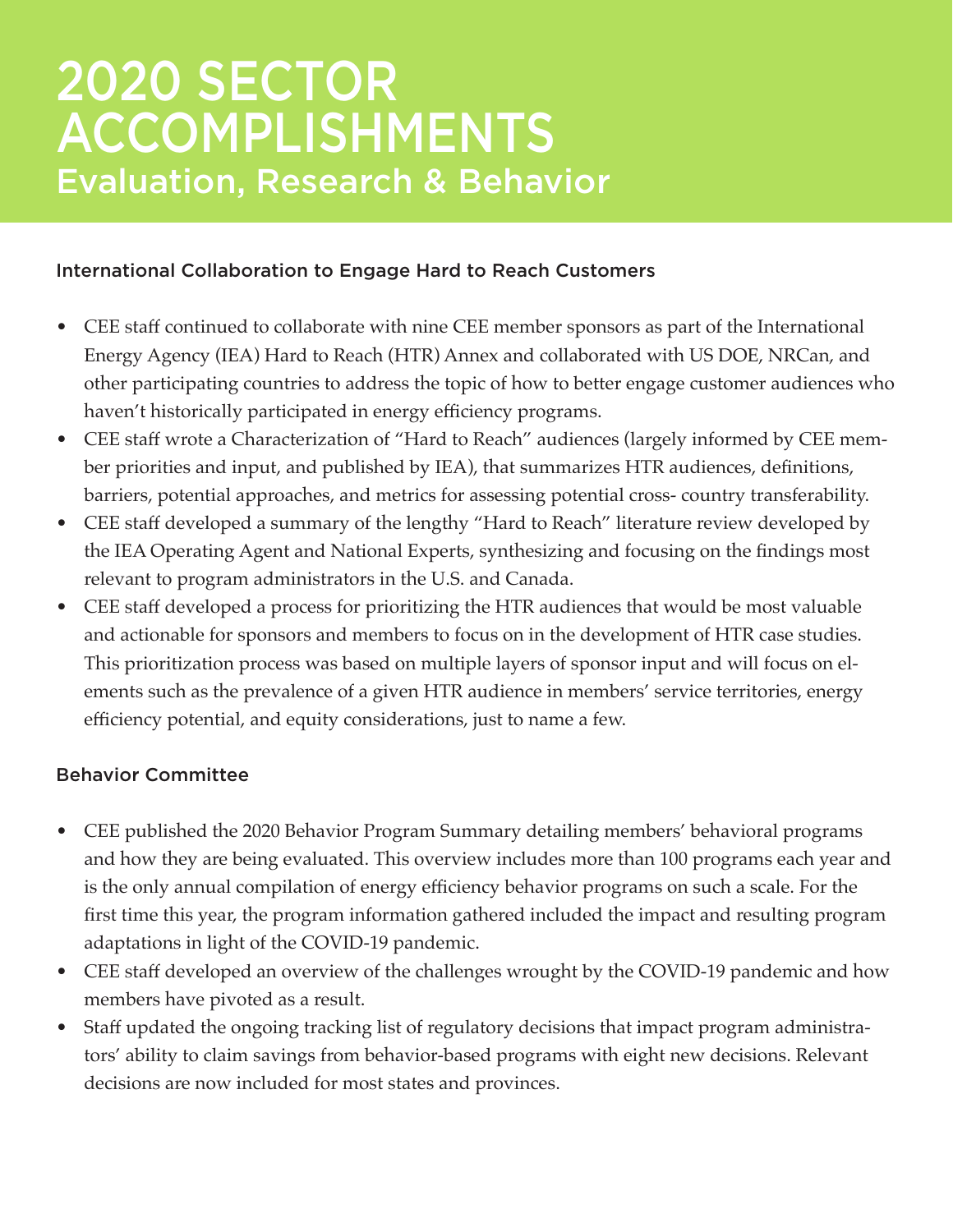# 2020 SECTOR ACCOMPLISHMENTS

## Evaluation, Research & Behavior

### International Collaboration to Engage Hard to Reach Customers

- CEE staff continued to collaborate with nine CEE member sponsors as part of the International Energy Agency (IEA) Hard to Reach (HTR) Annex and collaborated with US DOE, NRCan, and other participating countries to address the topic of how to better engage customer audiences who haven't historically participated in energy efficiency programs.
- CEE staff wrote a Characterization of "Hard to Reach" audiences (largely informed by CEE member priorities and input, and published by IEA), that summarizes HTR audiences, definitions, barriers, potential approaches, and metrics for assessing potential cross- country transferability.
- CEE staff developed a summary of the lengthy "Hard to Reach" literature review developed by the IEA Operating Agent and National Experts, synthesizing and focusing on the findings most relevant to program administrators in the U.S. and Canada.
- CEE staff developed a process for prioritizing the HTR audiences that would be most valuable and actionable for sponsors and members to focus on in the development of HTR case studies. This prioritization process was based on multiple layers of sponsor input and will focus on elements such as the prevalence of a given HTR audience in members' service territories, energy efficiency potential, and equity considerations, just to name a few.

### Behavior Committee

- CEE published the 2020 Behavior Program Summary detailing members' behavioral programs and how they are being evaluated. This overview includes more than 100 programs each year and is the only annual compilation of energy efficiency behavior programs on such a scale. For the first time this year, the program information gathered included the impact and resulting program adaptations in light of the COVID-19 pandemic.
- CEE staff developed an overview of the challenges wrought by the COVID-19 pandemic and how members have pivoted as a result.
- Staff updated the ongoing tracking list of regulatory decisions that impact program administrators' ability to claim savings from behavior-based programs with eight new decisions. Relevant decisions are now included for most states and provinces.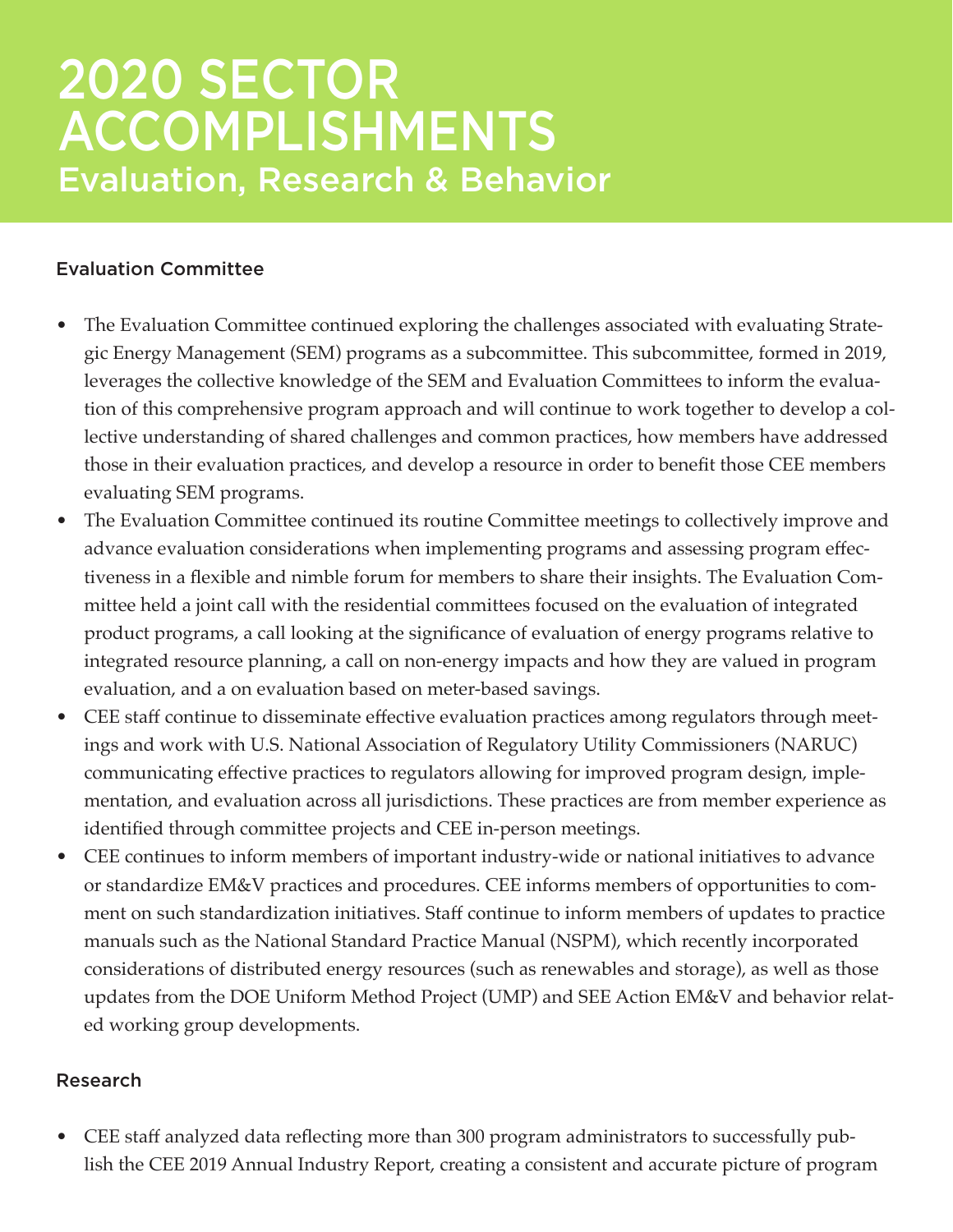# 2020 SECTOR ACCOMPLISHMENTS
## Evaluation, Research & Behavior

### Evaluation Committee

- The Evaluation Committee continued exploring the challenges associated with evaluating Strategic Energy Management (SEM) programs as a subcommittee. This subcommittee, formed in 2019, leverages the collective knowledge of the SEM and Evaluation Committees to inform the evaluation of this comprehensive program approach and will continue to work together to develop a collective understanding of shared challenges and common practices, how members have addressed those in their evaluation practices, and develop a resource in order to benefit those CEE members evaluating SEM programs.
- The Evaluation Committee continued its routine Committee meetings to collectively improve and advance evaluation considerations when implementing programs and assessing program effectiveness in a flexible and nimble forum for members to share their insights. The Evaluation Committee held a joint call with the residential committees focused on the evaluation of integrated product programs, a call looking at the significance of evaluation of energy programs relative to integrated resource planning, a call on non-energy impacts and how they are valued in program evaluation, and a on evaluation based on meter-based savings.
- CEE staff continue to disseminate effective evaluation practices among regulators through meetings and work with U.S. National Association of Regulatory Utility Commissioners (NARUC) communicating effective practices to regulators allowing for improved program design, implementation, and evaluation across all jurisdictions. These practices are from member experience as identified through committee projects and CEE in-person meetings.
- CEE continues to inform members of important industry-wide or national initiatives to advance or standardize EM&V practices and procedures. CEE informs members of opportunities to comment on such standardization initiatives. Staff continue to inform members of updates to practice manuals such as the National Standard Practice Manual (NSPM), which recently incorporated considerations of distributed energy resources (such as renewables and storage), as well as those updates from the DOE Uniform Method Project (UMP) and SEE Action EM&V and behavior related working group developments.

### Research

- CEE staff analyzed data reflecting more than 300 program administrators to successfully publish the CEE 2019 Annual Industry Report, creating a consistent and accurate picture of program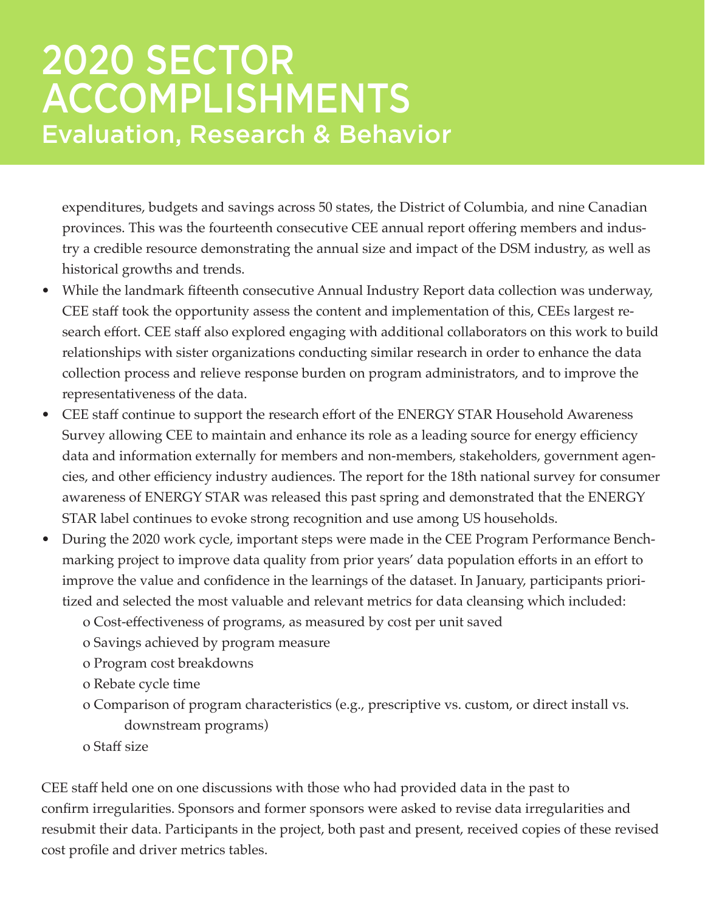# 2020 SECTOR ACCOMPLISHMENTS

## Evaluation, Research & Behavior

expenditures, budgets and savings across 50 states, the District of Columbia, and nine Canadian provinces. This was the fourteenth consecutive CEE annual report offering members and industry a credible resource demonstrating the annual size and impact of the DSM industry, as well as historical growths and trends.

- While the landmark fifteenth consecutive Annual Industry Report data collection was underway, CEE staff took the opportunity assess the content and implementation of this, CEEs largest research effort. CEE staff also explored engaging with additional collaborators on this work to build relationships with sister organizations conducting similar research in order to enhance the data collection process and relieve response burden on program administrators, and to improve the representativeness of the data.
- CEE staff continue to support the research effort of the ENERGY STAR Household Awareness Survey allowing CEE to maintain and enhance its role as a leading source for energy efficiency data and information externally for members and non-members, stakeholders, government agencies, and other efficiency industry audiences. The report for the 18th national survey for consumer awareness of ENERGY STAR was released this past spring and demonstrated that the ENERGY STAR label continues to evoke strong recognition and use among US households.
- During the 2020 work cycle, important steps were made in the CEE Program Performance Benchmarking project to improve data quality from prior years' data population efforts in an effort to improve the value and confidence in the learnings of the dataset. In January, participants prioritized and selected the most valuable and relevant metrics for data cleansing which included:
    - Cost-effectiveness of programs, as measured by cost per unit saved
    - Savings achieved by program measure
    - Program cost breakdowns
    - Rebate cycle time
    - Comparison of program characteristics (e.g., prescriptive vs. custom, or direct install vs. downstream programs)
    - Staff size

CEE staff held one on one discussions with those who had provided data in the past to confirm irregularities. Sponsors and former sponsors were asked to revise data irregularities and resubmit their data. Participants in the project, both past and present, received copies of these revised cost profile and driver metrics tables.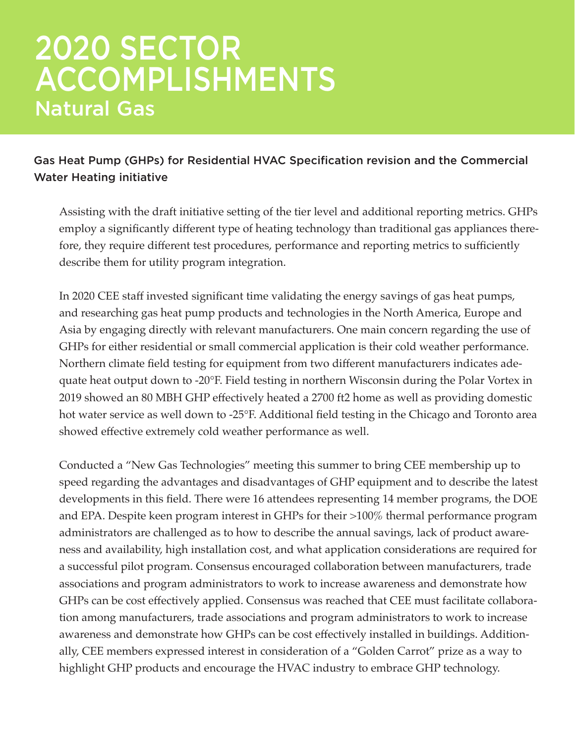# 2020 SECTOR ACCOMPLISHMENTS

## Natural Gas

### Gas Heat Pump (GHPs) for Residential HVAC Specification revision and the Commercial Water Heating initiative

Assisting with the draft initiative setting of the tier level and additional reporting metrics. GHPs employ a significantly different type of heating technology than traditional gas appliances therefore, they require different test procedures, performance and reporting metrics to sufficiently describe them for utility program integration.

In 2020 CEE staff invested significant time validating the energy savings of gas heat pumps, and researching gas heat pump products and technologies in the North America, Europe and Asia by engaging directly with relevant manufacturers. One main concern regarding the use of GHPs for either residential or small commercial application is their cold weather performance. Northern climate field testing for equipment from two different manufacturers indicates adequate heat output down to -20°F. Field testing in northern Wisconsin during the Polar Vortex in 2019 showed an 80 MBH GHP effectively heated a 2700 ft2 home as well as providing domestic hot water service as well down to -25°F. Additional field testing in the Chicago and Toronto area showed effective extremely cold weather performance as well.

Conducted a "New Gas Technologies" meeting this summer to bring CEE membership up to speed regarding the advantages and disadvantages of GHP equipment and to describe the latest developments in this field. There were 16 attendees representing 14 member programs, the DOE and EPA. Despite keen program interest in GHPs for their >100% thermal performance program administrators are challenged as to how to describe the annual savings, lack of product awareness and availability, high installation cost, and what application considerations are required for a successful pilot program. Consensus encouraged collaboration between manufacturers, trade associations and program administrators to work to increase awareness and demonstrate how GHPs can be cost effectively applied. Consensus was reached that CEE must facilitate collaboration among manufacturers, trade associations and program administrators to work to increase awareness and demonstrate how GHPs can be cost effectively installed in buildings. Additionally, CEE members expressed interest in consideration of a "Golden Carrot" prize as a way to highlight GHP products and encourage the HVAC industry to embrace GHP technology.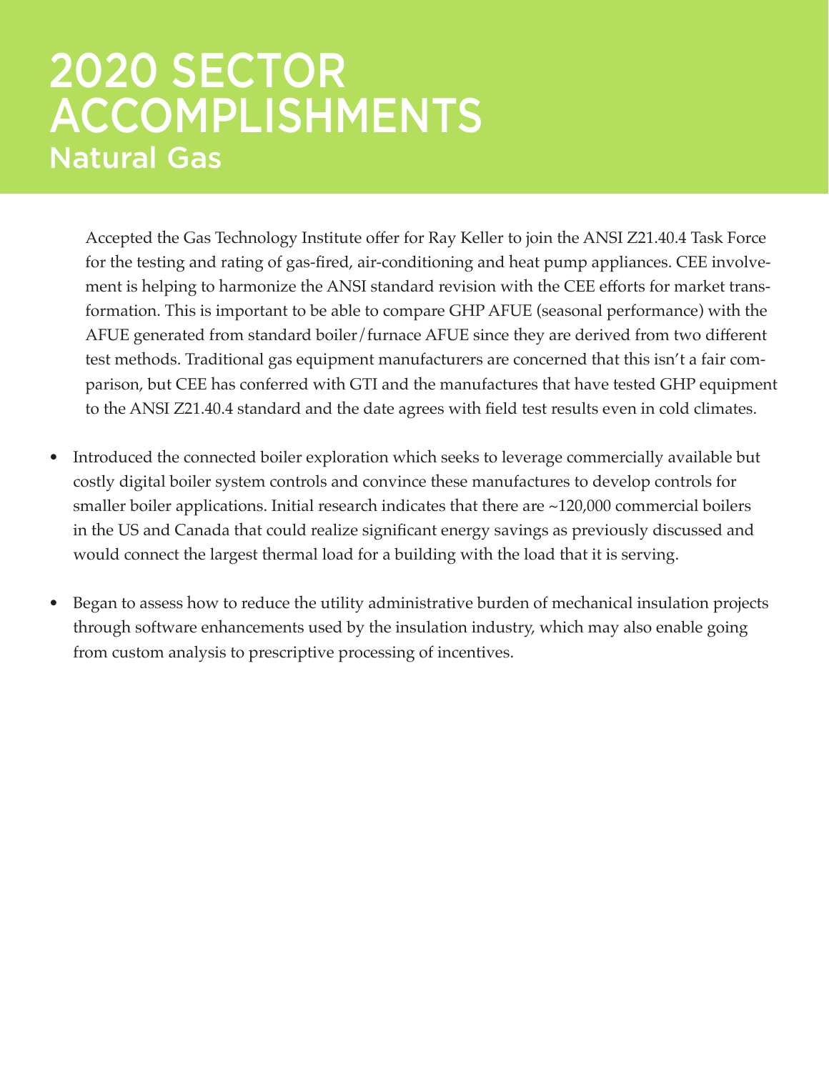# 2020 SECTOR ACCOMPLISHMENTS

## Natural Gas

Accepted the Gas Technology Institute offer for Ray Keller to join the ANSI Z21.40.4 Task Force for the testing and rating of gas-fired, air-conditioning and heat pump appliances. CEE involvement is helping to harmonize the ANSI standard revision with the CEE efforts for market transformation. This is important to be able to compare GHP AFUE (seasonal performance) with the AFUE generated from standard boiler/furnace AFUE since they are derived from two different test methods. Traditional gas equipment manufacturers are concerned that this isn't a fair comparison, but CEE has conferred with GTI and the manufactures that have tested GHP equipment to the ANSI Z21.40.4 standard and the date agrees with field test results even in cold climates.

- Introduced the connected boiler exploration which seeks to leverage commercially available but costly digital boiler system controls and convince these manufactures to develop controls for smaller boiler applications. Initial research indicates that there are ~120,000 commercial boilers in the US and Canada that could realize significant energy savings as previously discussed and would connect the largest thermal load for a building with the load that it is serving.
- Began to assess how to reduce the utility administrative burden of mechanical insulation projects through software enhancements used by the insulation industry, which may also enable going from custom analysis to prescriptive processing of incentives.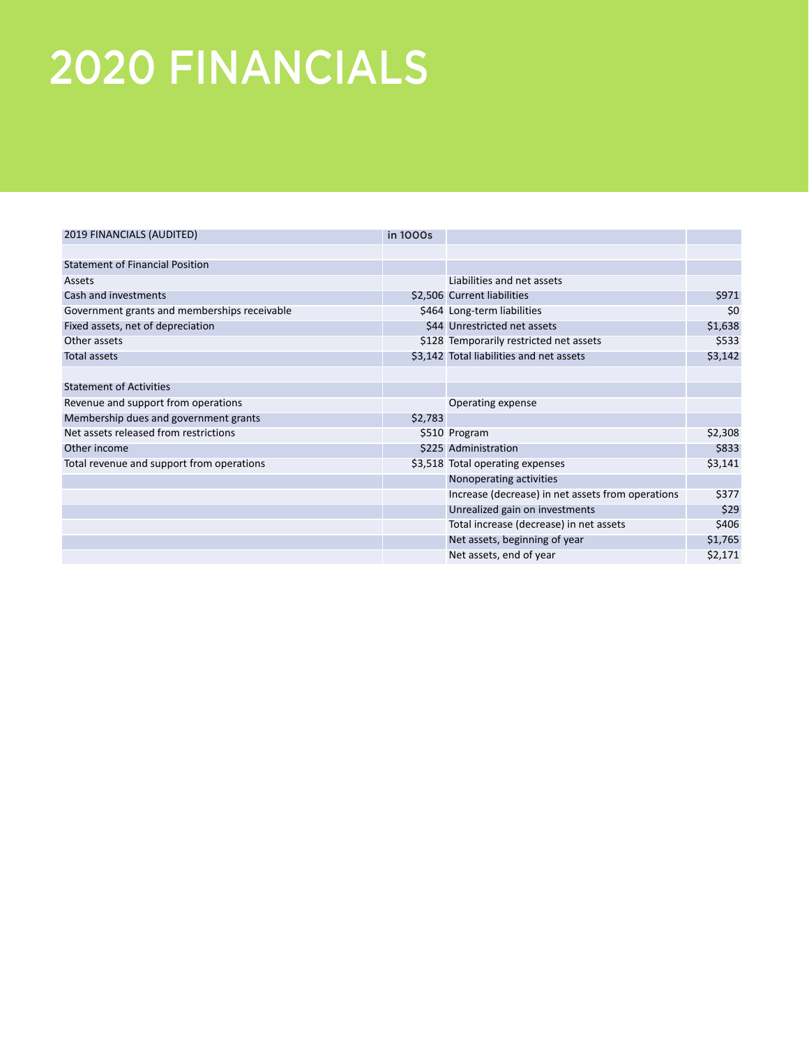# 2020 FINANCIALS

| 2019 FINANCIALS (AUDITED) | in 1000s | | |
|---|---|---|---|
| | | | |
| Statement of Financial Position | | | |
| Assets | | Liabilities and net assets | |
| Cash and investments | $2,506 | Current liabilities | $971 |
| Government grants and memberships receivable | $464 | Long-term liabilities | $0 |
| Fixed assets, net of depreciation | $44 | Unrestricted net assets | $1,638 |
| Other assets | $128 | Temporarily restricted net assets | $533 |
| Total assets | $3,142 | Total liabilities and net assets | $3,142 |
| | | | |
| Statement of Activities | | | |
| Revenue and support from operations | | Operating expense | |
| Membership dues and government grants | $2,783 | | |
| Net assets released from restrictions | $510 | Program | $2,308 |
| Other income | $225 | Administration | $833 |
| Total revenue and support from operations | $3,518 | Total operating expenses | $3,141 |
| | | Nonoperating activities | |
| | | Increase (decrease) in net assets from operations | $377 |
| | | Unrealized gain on investments | $29 |
| | | Total increase (decrease) in net assets | $406 |
| | | Net assets, beginning of year | $1,765 |
| | | Net assets, end of year | $2,171 |